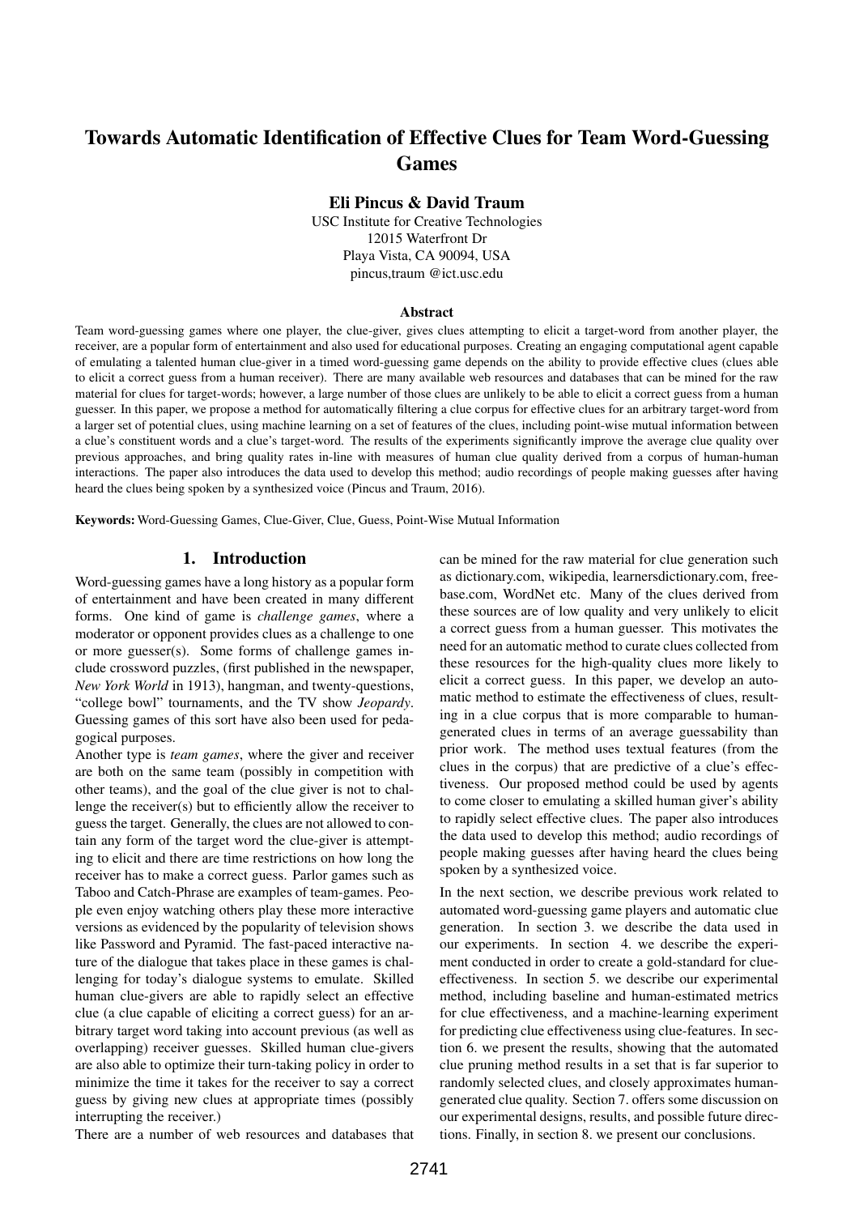# Towards Automatic Identification of Effective Clues for Team Word-Guessing Games

**Eli Pincus & David Traum**

USC Institute for Creative Technologies
12015 Waterfront Dr
Playa Vista, CA 90094, USA
pincus,traum @ict.usc.edu

### Abstract

Team word-guessing games where one player, the clue-giver, gives clues attempting to elicit a target-word from another player, the receiver, are a popular form of entertainment and also used for educational purposes. Creating an engaging computational agent capable of emulating a talented human clue-giver in a timed word-guessing game depends on the ability to provide effective clues (clues able to elicit a correct guess from a human receiver). There are many available web resources and databases that can be mined for the raw material for clues for target-words; however, a large number of those clues are unlikely to be able to elicit a correct guess from a human guesser. In this paper, we propose a method for automatically filtering a clue corpus for effective clues for an arbitrary target-word from a larger set of potential clues, using machine learning on a set of features of the clues, including point-wise mutual information between a clue's constituent words and a clue's target-word. The results of the experiments significantly improve the average clue quality over previous approaches, and bring quality rates in-line with measures of human clue quality derived from a corpus of human-human interactions. The paper also introduces the data used to develop this method; audio recordings of people making guesses after having heard the clues being spoken by a synthesized voice (Pincus and Traum, 2016).

**Keywords:** Word-Guessing Games, Clue-Giver, Clue, Guess, Point-Wise Mutual Information

## 1. Introduction

Word-guessing games have a long history as a popular form of entertainment and have been created in many different forms. One kind of game is *challenge games*, where a moderator or opponent provides clues as a challenge to one or more guesser(s). Some forms of challenge games include crossword puzzles, (first published in the newspaper, *New York World* in 1913), hangman, and twenty-questions, "college bowl" tournaments, and the TV show *Jeopardy*. Guessing games of this sort have also been used for pedagogical purposes.

Another type is *team games*, where the giver and receiver are both on the same team (possibly in competition with other teams), and the goal of the clue giver is not to challenge the receiver(s) but to efficiently allow the receiver to guess the target. Generally, the clues are not allowed to contain any form of the target word the clue-giver is attempting to elicit and there are time restrictions on how long the receiver has to make a correct guess. Parlor games such as Taboo and Catch-Phrase are examples of team-games. People even enjoy watching others play these more interactive versions as evidenced by the popularity of television shows like Password and Pyramid. The fast-paced interactive nature of the dialogue that takes place in these games is challenging for today's dialogue systems to emulate. Skilled human clue-givers are able to rapidly select an effective clue (a clue capable of eliciting a correct guess) for an arbitrary target word taking into account previous (as well as overlapping) receiver guesses. Skilled human clue-givers are also able to optimize their turn-taking policy in order to minimize the time it takes for the receiver to say a correct guess by giving new clues at appropriate times (possibly interrupting the receiver.)

There are a number of web resources and databases that can be mined for the raw material for clue generation such as dictionary.com, wikipedia, learnersdictionary.com, freebase.com, WordNet etc. Many of the clues derived from these sources are of low quality and very unlikely to elicit a correct guess from a human guesser. This motivates the need for an automatic method to curate clues collected from these resources for the high-quality clues more likely to elicit a correct guess. In this paper, we develop an automatic method to estimate the effectiveness of clues, resulting in a clue corpus that is more comparable to human-generated clues in terms of an average guessability than prior work. The method uses textual features (from the clues in the corpus) that are predictive of a clue's effectiveness. Our proposed method could be used by agents to come closer to emulating a skilled human giver's ability to rapidly select effective clues. The paper also introduces the data used to develop this method; audio recordings of people making guesses after having heard the clues being spoken by a synthesized voice.

In the next section, we describe previous work related to automated word-guessing game players and automatic clue generation. In section 3. we describe the data used in our experiments. In section 4. we describe the experiment conducted in order to create a gold-standard for clue-effectiveness. In section 5. we describe our experimental method, including baseline and human-estimated metrics for clue effectiveness, and a machine-learning experiment for predicting clue effectiveness using clue-features. In section 6. we present the results, showing that the automated clue pruning method results in a set that is far superior to randomly selected clues, and closely approximates human-generated clue quality. Section 7. offers some discussion on our experimental designs, results, and possible future directions. Finally, in section 8. we present our conclusions.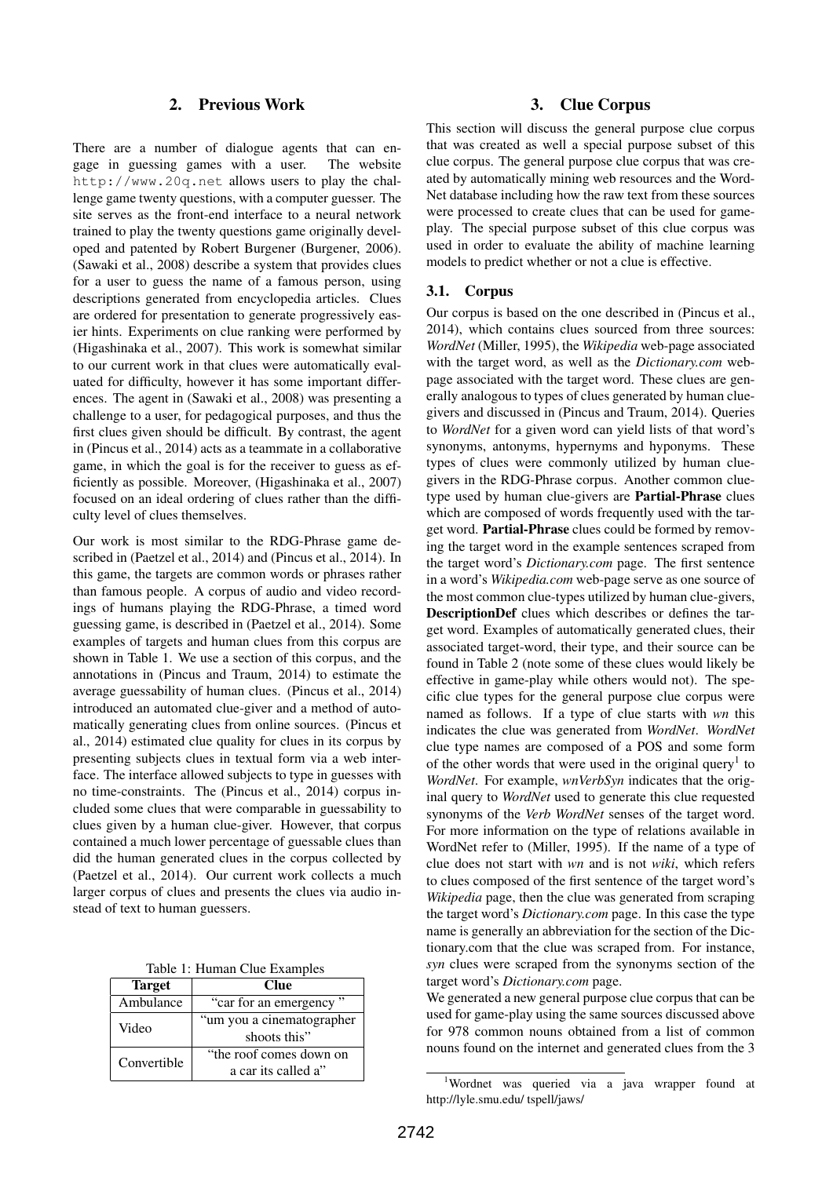## 2. Previous Work

There are a number of dialogue agents that can engage in guessing games with a user. The website http://www.20q.net allows users to play the challenge game twenty questions, with a computer guesser. The site serves as the front-end interface to a neural network trained to play the twenty questions game originally developed and patented by Robert Burgener (Burgener, 2006). (Sawaki et al., 2008) describe a system that provides clues for a user to guess the name of a famous person, using descriptions generated from encyclopedia articles. Clues are ordered for presentation to generate progressively easier hints. Experiments on clue ranking were performed by (Higashinaka et al., 2007). This work is somewhat similar to our current work in that clues were automatically evaluated for difficulty, however it has some important differences. The agent in (Sawaki et al., 2008) was presenting a challenge to a user, for pedagogical purposes, and thus the first clues given should be difficult. By contrast, the agent in (Pincus et al., 2014) acts as a teammate in a collaborative game, in which the goal is for the receiver to guess as efficiently as possible. Moreover, (Higashinaka et al., 2007) focused on an ideal ordering of clues rather than the difficulty level of clues themselves.

Our work is most similar to the RDG-Phrase game described in (Paetzel et al., 2014) and (Pincus et al., 2014). In this game, the targets are common words or phrases rather than famous people. A corpus of audio and video recordings of humans playing the RDG-Phrase, a timed word guessing game, is described in (Paetzel et al., 2014). Some examples of targets and human clues from this corpus are shown in Table 1. We use a section of this corpus, and the annotations in (Pincus and Traum, 2014) to estimate the average guessability of human clues. (Pincus et al., 2014) introduced an automated clue-giver and a method of automatically generating clues from online sources. (Pincus et al., 2014) estimated clue quality for clues in its corpus by presenting subjects clues in textual form via a web interface. The interface allowed subjects to type in guesses with no time-constraints. The (Pincus et al., 2014) corpus included some clues that were comparable in guessability to clues given by a human clue-giver. However, that corpus contained a much lower percentage of guessable clues than did the human generated clues in the corpus collected by (Paetzel et al., 2014). Our current work collects a much larger corpus of clues and presents the clues via audio instead of text to human guessers.

Table 1: Human Clue Examples

| Target | Clue |
|---|---|
| Ambulance | "car for an emergency " |
| Video | "um you a cinematographer shoots this" |
| Convertible | "the roof comes down on a car its called a" |

## 3. Clue Corpus

This section will discuss the general purpose clue corpus that was created as well a special purpose subset of this clue corpus. The general purpose clue corpus that was created by automatically mining web resources and the WordNet database including how the raw text from these sources were processed to create clues that can be used for gameplay. The special purpose subset of this clue corpus was used in order to evaluate the ability of machine learning models to predict whether or not a clue is effective.

### 3.1. Corpus

Our corpus is based on the one described in (Pincus et al., 2014), which contains clues sourced from three sources: *WordNet* (Miller, 1995), the *Wikipedia* web-page associated with the target word, as well as the *Dictionary.com* web-page associated with the target word. These clues are generally analogous to types of clues generated by human clue-givers and discussed in (Pincus and Traum, 2014). Queries to *WordNet* for a given word can yield lists of that word's synonyms, antonyms, hypernyms and hyponyms. These types of clues were commonly utilized by human clue-givers in the RDG-Phrase corpus. Another common clue-type used by human clue-givers are **Partial-Phrase** clues which are composed of words frequently used with the target word. **Partial-Phrase** clues could be formed by removing the target word in the example sentences scraped from the target word's *Dictionary.com* page. The first sentence in a word's *Wikipedia.com* web-page serve as one source of the most common clue-types utilized by human clue-givers, **DescriptionDef** clues which describes or defines the target word. Examples of automatically generated clues, their associated target-word, their type, and their source can be found in Table 2 (note some of these clues would likely be effective in game-play while others would not). The specific clue types for the general purpose clue corpus were named as follows. If a type of clue starts with *wn* this indicates the clue was generated from *WordNet*. *WordNet* clue type names are composed of a POS and some form of the other words that were used in the original query[1] to *WordNet*. For example, *wnVerbSyn* indicates that the original query to *WordNet* used to generate this clue requested synonyms of the *Verb WordNet* senses of the target word. For more information on the type of relations available in WordNet refer to (Miller, 1995). If the name of a type of clue does not start with *wn* and is not *wiki*, which refers to clues composed of the first sentence of the target word's *Wikipedia* page, then the clue was generated from scraping the target word's *Dictionary.com* page. In this case the type name is generally an abbreviation for the section of the Dictionary.com that the clue was scraped from. For instance, *syn* clues were scraped from the synonyms section of the target word's *Dictionary.com* page.

We generated a new general purpose clue corpus that can be used for game-play using the same sources discussed above for 978 common nouns obtained from a list of common nouns found on the internet and generated clues from the 3

[1] Wordnet was queried via a java wrapper found at http://lyle.smu.edu/ tspell/jaws/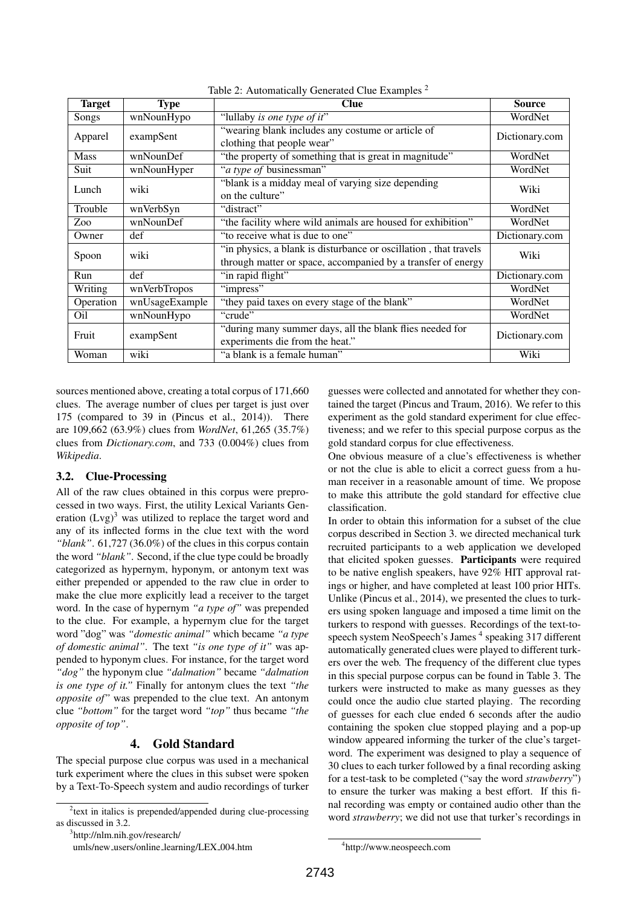Table 2: Automatically Generated Clue Examples [2]

| Target | Type | Clue | Source |
|---|---|---|---|
| Songs | wnNounHypo | "lullaby *is one type of it*" | WordNet |
| Apparel | exampSent | "wearing blank includes any costume or article of clothing that people wear" | Dictionary.com |
| Mass | wnNounDef | "the property of something that is great in magnitude" | WordNet |
| Suit | wnNounHyper | "*a type of* businessman" | WordNet |
| Lunch | wiki | "blank is a midday meal of varying size depending on the culture" | Wiki |
| Trouble | wnVerbSyn | "distract" | WordNet |
| Zoo | wnNounDef | "the facility where wild animals are housed for exhibition" | WordNet |
| Owner | def | "to receive what is due to one" | Dictionary.com |
| Spoon | wiki | "in physics, a blank is disturbance or oscillation , that travels through matter or space, accompanied by a transfer of energy | Wiki |
| Run | def | "in rapid flight" | Dictionary.com |
| Writing | wnVerbTropos | "impress" | WordNet |
| Operation | wnUsageExample | "they paid taxes on every stage of the blank" | WordNet |
| Oil | wnNounHypo | "crude" | WordNet |
| Fruit | exampSent | "during many summer days, all the blank flies needed for experiments die from the heat." | Dictionary.com |
| Woman | wiki | "a blank is a female human" | Wiki |

sources mentioned above, creating a total corpus of 171,660 clues. The average number of clues per target is just over 175 (compared to 39 in (Pincus et al., 2014)). There are 109,662 (63.9%) clues from *WordNet*, 61,265 (35.7%) clues from *Dictionary.com*, and 733 (0.004%) clues from *Wikipedia*.

### 3.2. Clue-Processing

All of the raw clues obtained in this corpus were preprocessed in two ways. First, the utility Lexical Variants Generation (Lvg)[3] was utilized to replace the target word and any of its inflected forms in the clue text with the word *"blank"*. 61,727 (36.0%) of the clues in this corpus contain the word *"blank"*. Second, if the clue type could be broadly categorized as hypernym, hyponym, or antonym text was either prepended or appended to the raw clue in order to make the clue more explicitly lead a receiver to the target word. In the case of hypernym *"a type of"* was prepended to the clue. For example, a hypernym clue for the target word "dog" was *"domestic animal"* which became *"a type of domestic animal"*. The text *"is one type of it"* was appended to hyponym clues. For instance, for the target word *"dog"* the hyponym clue *"dalmation"* became *"dalmation is one type of it."* Finally for antonym clues the text *"the opposite of"* was prepended to the clue text. An antonym clue *"bottom"* for the target word *"top"* thus became *"the opposite of top"*.

## 4. Gold Standard

The special purpose clue corpus was used in a mechanical turk experiment where the clues in this subset were spoken by a Text-To-Speech system and audio recordings of turker guesses were collected and annotated for whether they contained the target (Pincus and Traum, 2016). We refer to this experiment as the gold standard experiment for clue effectiveness; and we refer to this special purpose corpus as the gold standard corpus for clue effectiveness.

One obvious measure of a clue's effectiveness is whether or not the clue is able to elicit a correct guess from a human receiver in a reasonable amount of time. We propose to make this attribute the gold standard for effective clue classification.

In order to obtain this information for a subset of the clue corpus described in Section 3. we directed mechanical turk recruited participants to a web application we developed that elicited spoken guesses. **Participants** were required to be native english speakers, have 92% HIT approval ratings or higher, and have completed at least 100 prior HITs. Unlike (Pincus et al., 2014), we presented the clues to turkers using spoken language and imposed a time limit on the turkers to respond with guesses. Recordings of the text-to-speech system NeoSpeech's James [4] speaking 317 different automatically generated clues were played to different turkers over the web. The frequency of the different clue types in this special purpose corpus can be found in Table 3. The turkers were instructed to make as many guesses as they could once the audio clue started playing. The recording of guesses for each clue ended 6 seconds after the audio containing the spoken clue stopped playing and a pop-up window appeared informing the turker of the clue's target-word. The experiment was designed to play a sequence of 30 clues to each turker followed by a final recording asking for a test-task to be completed ("say the word *strawberry*") to ensure the turker was making a best effort. If this final recording was empty or contained audio other than the word *strawberry*; we did not use that turker's recordings in

[2] text in italics is prepended/appended during clue-processing as discussed in 3.2.

[3] http://nlm.nih.gov/research/umls/new_users/online_learning/LEX_004.htm

[4] http://www.neospeech.com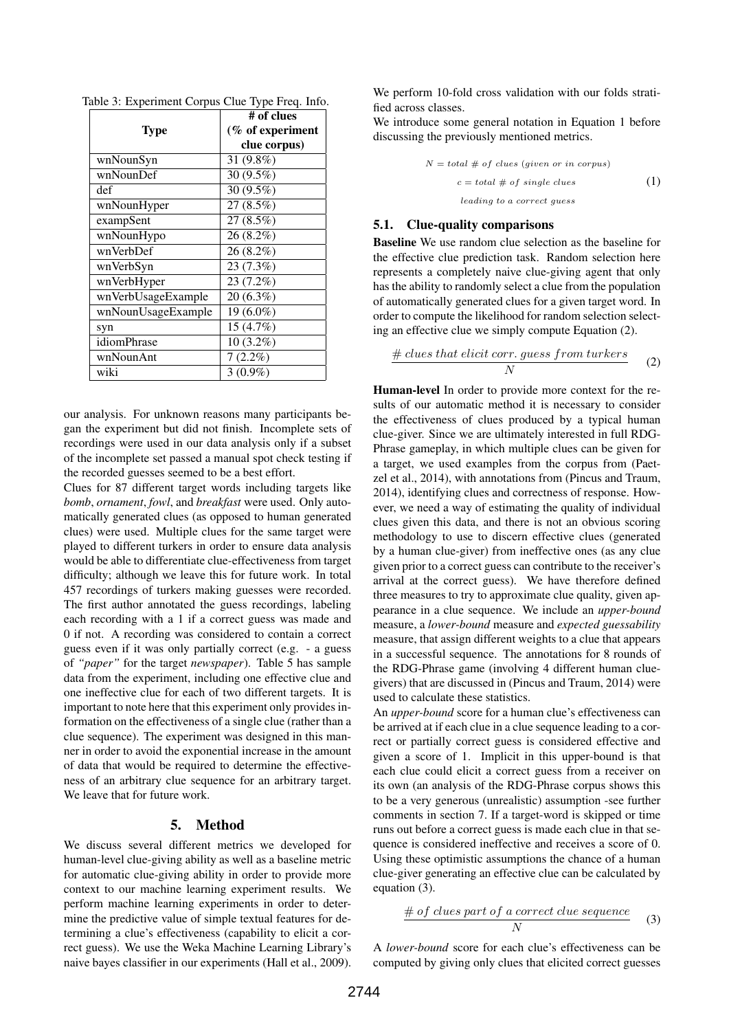Table 3: Experiment Corpus Clue Type Freq. Info.

| Type | # of clues (% of experiment clue corpus) |
|---|---|
| wnNounSyn | 31 (9.8%) |
| wnNounDef | 30 (9.5%) |
| def | 30 (9.5%) |
| wnNounHyper | 27 (8.5%) |
| exampSent | 27 (8.5%) |
| wnNounHypo | 26 (8.2%) |
| wnVerbDef | 26 (8.2%) |
| wnVerbSyn | 23 (7.3%) |
| wnVerbHyper | 23 (7.2%) |
| wnVerbUsageExample | 20 (6.3%) |
| wnNounUsageExample | 19 (6.0%) |
| syn | 15 (4.7%) |
| idiomPhrase | 10 (3.2%) |
| wnNounAnt | 7 (2.2%) |
| wiki | 3 (0.9%) |

our analysis. For unknown reasons many participants began the experiment but did not finish. Incomplete sets of recordings were used in our data analysis only if a subset of the incomplete set passed a manual spot check testing if the recorded guesses seemed to be a best effort.

Clues for 87 different target words including targets like *bomb*, *ornament*, *fowl*, and *breakfast* were used. Only automatically generated clues (as opposed to human generated clues) were used. Multiple clues for the same target were played to different turkers in order to ensure data analysis would be able to differentiate clue-effectiveness from target difficulty; although we leave this for future work. In total 457 recordings of turkers making guesses were recorded. The first author annotated the guess recordings, labeling each recording with a 1 if a correct guess was made and 0 if not. A recording was considered to contain a correct guess even if it was only partially correct (e.g. - a guess of *"paper"* for the target *newspaper*). Table 5 has sample data from the experiment, including one effective clue and one ineffective clue for each of two different targets. It is important to note here that this experiment only provides information on the effectiveness of a single clue (rather than a clue sequence). The experiment was designed in this manner in order to avoid the exponential increase in the amount of data that would be required to determine the effectiveness of an arbitrary clue sequence for an arbitrary target. We leave that for future work.

## 5. Method

We discuss several different metrics we developed for human-level clue-giving ability as well as a baseline metric for automatic clue-giving ability in order to provide more context to our machine learning experiment results. We perform machine learning experiments in order to determine the predictive value of simple textual features for determining a clue's effectiveness (capability to elicit a correct guess). We use the Weka Machine Learning Library's naive bayes classifier in our experiments (Hall et al., 2009).

We perform 10-fold cross validation with our folds stratified across classes.

We introduce some general notation in Equation 1 before discussing the previously mentioned metrics.

$$\begin{gathered} N = total\ \#\ of\ clues\ (given\ or\ in\ corpus) \\ c = total\ \#\ of\ single\ clues \\ leading\ to\ a\ correct\ guess \end{gathered} \tag{1}$$

### 5.1. Clue-quality comparisons

**Baseline** We use random clue selection as the baseline for the effective clue prediction task. Random selection here represents a completely naive clue-giving agent that only has the ability to randomly select a clue from the population of automatically generated clues for a given target word. In order to compute the likelihood for random selection selecting an effective clue we simply compute Equation (2).

$$\frac{\#\ clues\ that\ elicit\ corr.\ guess\ from\ turkers}{N} \tag{2}$$

**Human-level** In order to provide more context for the results of our automatic method it is necessary to consider the effectiveness of clues produced by a typical human clue-giver. Since we are ultimately interested in full RDG-Phrase gameplay, in which multiple clues can be given for a target, we used examples from the corpus from (Paetzel et al., 2014), with annotations from (Pincus and Traum, 2014), identifying clues and correctness of response. However, we need a way of estimating the quality of individual clues given this data, and there is not an obvious scoring methodology to use to discern effective clues (generated by a human clue-giver) from ineffective ones (as any clue given prior to a correct guess can contribute to the receiver's arrival at the correct guess). We have therefore defined three measures to try to approximate clue quality, given appearance in a clue sequence. We include an *upper-bound* measure, a *lower-bound* measure and *expected guessability* measure, that assign different weights to a clue that appears in a successful sequence. The annotations for 8 rounds of the RDG-Phrase game (involving 4 different human clue-givers) that are discussed in (Pincus and Traum, 2014) were used to calculate these statistics.

An *upper-bound* score for a human clue's effectiveness can be arrived at if each clue in a clue sequence leading to a correct or partially correct guess is considered effective and given a score of 1. Implicit in this upper-bound is that each clue could elicit a correct guess from a receiver on its own (an analysis of the RDG-Phrase corpus shows this to be a very generous (unrealistic) assumption -see further comments in section 7. If a target-word is skipped or time runs out before a correct guess is made each clue in that sequence is considered ineffective and receives a score of 0. Using these optimistic assumptions the chance of a human clue-giver generating an effective clue can be calculated by equation (3).

$$\frac{\#\ of\ clues\ part\ of\ a\ correct\ clue\ sequence}{N} \tag{3}$$

A *lower-bound* score for each clue's effectiveness can be computed by giving only clues that elicited correct guesses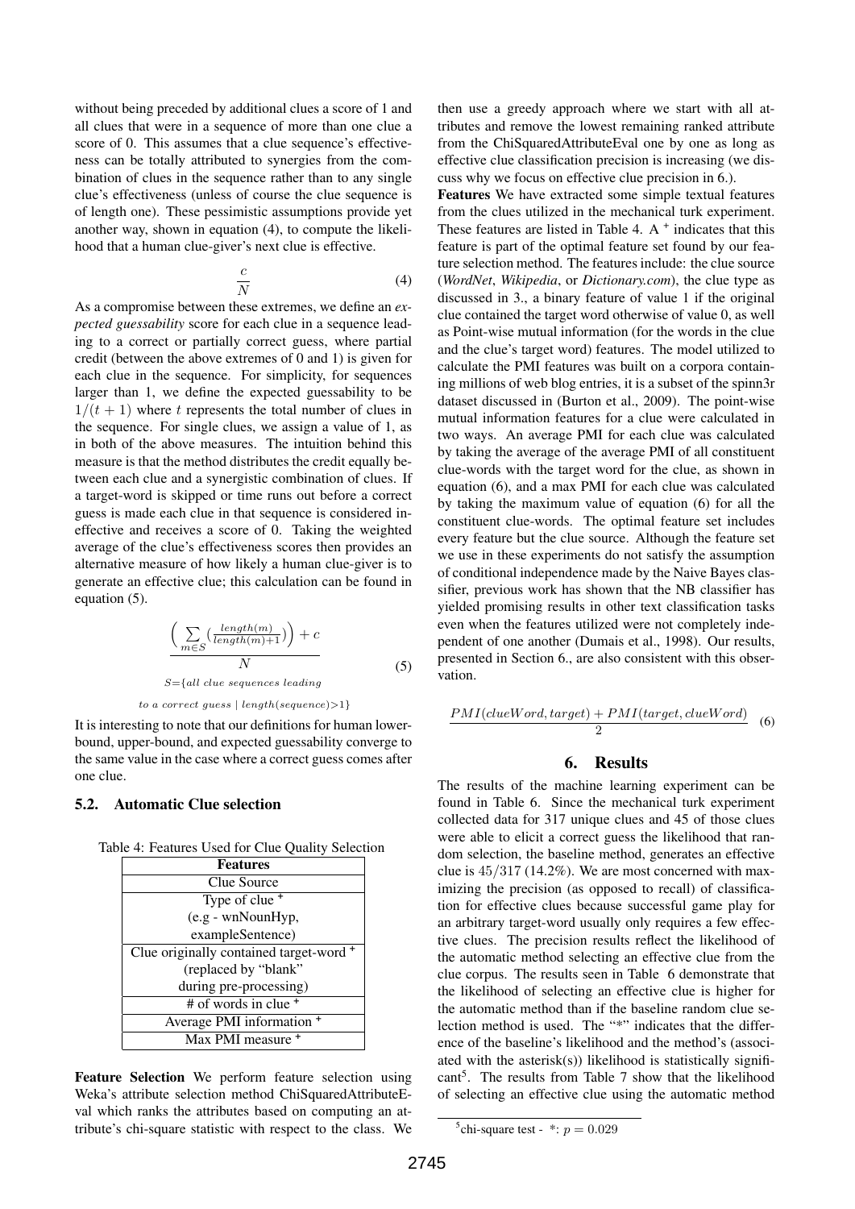without being preceded by additional clues a score of 1 and all clues that were in a sequence of more than one clue a score of 0. This assumes that a clue sequence's effectiveness can be totally attributed to synergies from the combination of clues in the sequence rather than to any single clue's effectiveness (unless of course the clue sequence is of length one). These pessimistic assumptions provide yet another way, shown in equation (4), to compute the likelihood that a human clue-giver's next clue is effective.

$$\frac{c}{N} \tag{4}$$

As a compromise between these extremes, we define an *expected guessability* score for each clue in a sequence leading to a correct or partially correct guess, where partial credit (between the above extremes of 0 and 1) is given for each clue in the sequence. For simplicity, for sequences larger than 1, we define the expected guessability to be $1/(t+1)$ where $t$ represents the total number of clues in the sequence. For single clues, we assign a value of 1, as in both of the above measures. The intuition behind this measure is that the method distributes the credit equally between each clue and a synergistic combination of clues. If a target-word is skipped or time runs out before a correct guess is made each clue in that sequence is considered ineffective and receives a score of 0. Taking the weighted average of the clue's effectiveness scores then provides an alternative measure of how likely a human clue-giver is to generate an effective clue; this calculation can be found in equation (5).

$$\frac{\left(\sum_{m \in S}\left(\frac{length(m)}{length(m)+1}\right)\right) + c}{N} \tag{5}$$

$$S = \{all\ clue\ sequences\ leading\ to\ a\ correct\ guess \mid length(sequence) > 1\}$$

It is interesting to note that our definitions for human lower-bound, upper-bound, and expected guessability converge to the same value in the case where a correct guess comes after one clue.

### 5.2. Automatic Clue selection

Table 4: Features Used for Clue Quality Selection

| Features |
|---|
| Clue Source |
| Type of clue ⁺ (e.g - wnNounHyp, exampleSentence) |
| Clue originally contained target-word ⁺ (replaced by "blank" during pre-processing) |
| # of words in clue ⁺ |
| Average PMI information ⁺ |
| Max PMI measure ⁺ |

**Feature Selection** We perform feature selection using Weka's attribute selection method ChiSquaredAttributeEval which ranks the attributes based on computing an attribute's chi-square statistic with respect to the class. We then use a greedy approach where we start with all attributes and remove the lowest remaining ranked attribute from the ChiSquaredAttributeEval one by one as long as effective clue classification precision is increasing (we discuss why we focus on effective clue precision in 6.).

**Features** We have extracted some simple textual features from the clues utilized in the mechanical turk experiment. These features are listed in Table 4. A ⁺ indicates that this feature is part of the optimal feature set found by our feature selection method. The features include: the clue source (*WordNet*, *Wikipedia*, or *Dictionary.com*), the clue type as discussed in 3., a binary feature of value 1 if the original clue contained the target word otherwise of value 0, as well as Point-wise mutual information (for the words in the clue and the clue's target word) features. The model utilized to calculate the PMI features was built on a corpora containing millions of web blog entries, it is a subset of the spinn3r dataset discussed in (Burton et al., 2009). The point-wise mutual information features for a clue were calculated in two ways. An average PMI for each clue was calculated by taking the average of the average PMI of all constituent clue-words with the target word for the clue, as shown in equation (6), and a max PMI for each clue was calculated by taking the maximum value of equation (6) for all the constituent clue-words. The optimal feature set includes every feature but the clue source. Although the feature set we use in these experiments do not satisfy the assumption of conditional independence made by the Naive Bayes classifier, previous work has shown that the NB classifier has yielded promising results in other text classification tasks even when the features utilized were not completely independent of one another (Dumais et al., 1998). Our results, presented in Section 6., are also consistent with this observation.

$$\frac{PMI(clueWord, target) + PMI(target, clueWord)}{2} \tag{6}$$

## 6. Results

The results of the machine learning experiment can be found in Table 6. Since the mechanical turk experiment collected data for 317 unique clues and 45 of those clues were able to elicit a correct guess the likelihood that random selection, the baseline method, generates an effective clue is $45/317$ (14.2%). We are most concerned with maximizing the precision (as opposed to recall) of classification for effective clues because successful game play for an arbitrary target-word usually only requires a few effective clues. The precision results reflect the likelihood of the automatic method selecting an effective clue from the clue corpus. The results seen in Table 6 demonstrate that the likelihood of selecting an effective clue is higher for the automatic method than if the baseline random clue selection method is used. The "*" indicates that the difference of the baseline's likelihood and the method's (associated with the asterisk(s)) likelihood is statistically significant[5]. The results from Table 7 show that the likelihood of selecting an effective clue using the automatic method

[5] chi-square test - *: $p = 0.029$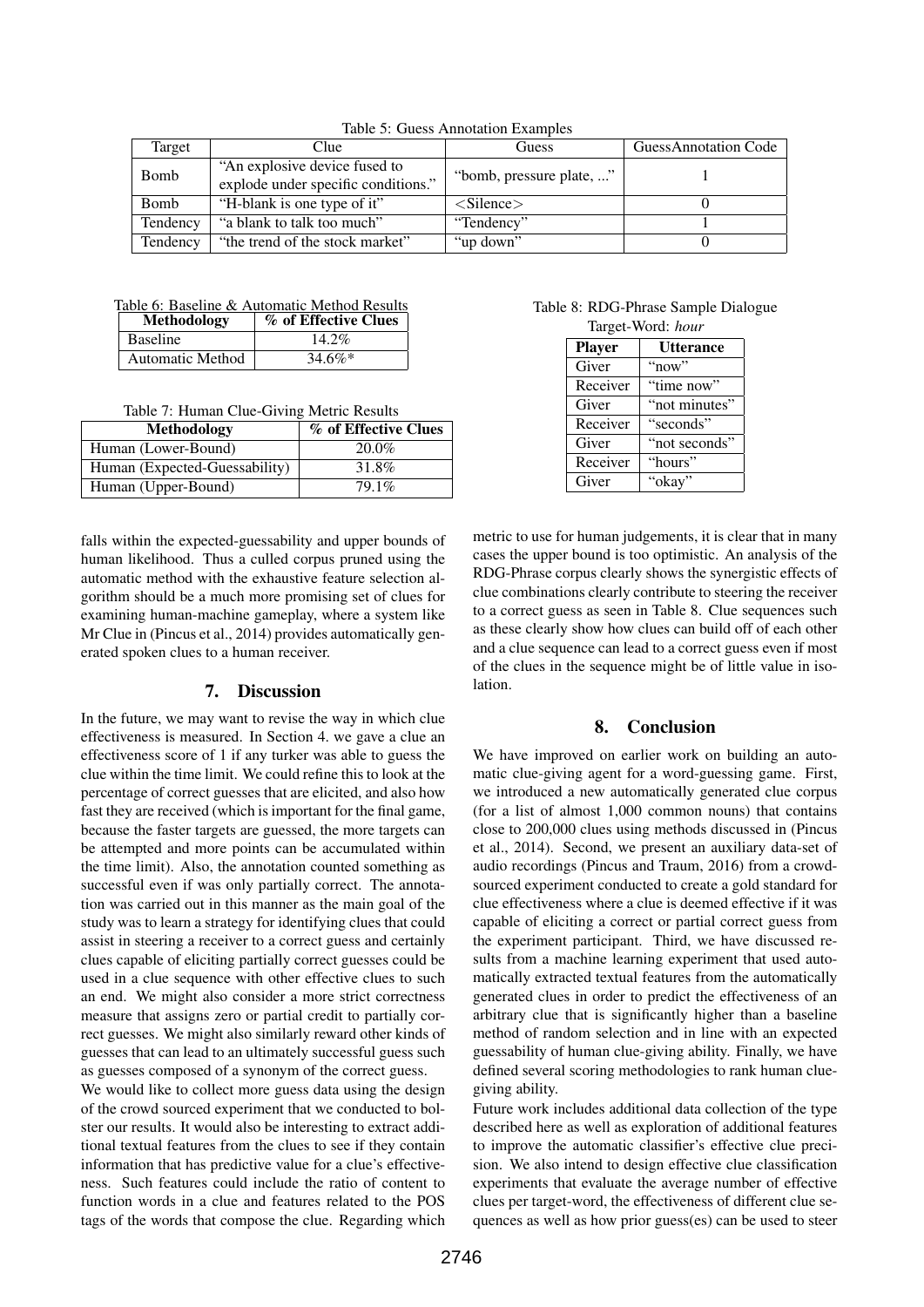Table 5: Guess Annotation Examples

| Target | Clue | Guess | GuessAnnotation Code |
| --- | --- | --- | --- |
| Bomb | "An explosive device fused to explode under specific conditions." | "bomb, pressure plate, ..." | 1 |
| Bomb | "H-blank is one type of it" | <Silence> | 0 |
| Tendency | "a blank to talk too much" | "Tendency" | 1 |
| Tendency | "the trend of the stock market" | "up down" | 0 |

Table 6: Baseline & Automatic Method Results

| Methodology | % of Effective Clues |
| --- | --- |
| Baseline | 14.2% |
| Automatic Method | 34.6%* |

Table 7: Human Clue-Giving Metric Results

| Methodology | % of Effective Clues |
| --- | --- |
| Human (Lower-Bound) | 20.0% |
| Human (Expected-Guessability) | 31.8% |
| Human (Upper-Bound) | 79.1% |

falls within the expected-guessability and upper bounds of human likelihood. Thus a culled corpus pruned using the automatic method with the exhaustive feature selection algorithm should be a much more promising set of clues for examining human-machine gameplay, where a system like Mr Clue in (Pincus et al., 2014) provides automatically generated spoken clues to a human receiver.

## 7. Discussion

In the future, we may want to revise the way in which clue effectiveness is measured. In Section 4. we gave a clue an effectiveness score of 1 if any turker was able to guess the clue within the time limit. We could refine this to look at the percentage of correct guesses that are elicited, and also how fast they are received (which is important for the final game, because the faster targets are guessed, the more targets can be attempted and more points can be accumulated within the time limit). Also, the annotation counted something as successful even if was only partially correct. The annotation was carried out in this manner as the main goal of the study was to learn a strategy for identifying clues that could assist in steering a receiver to a correct guess and certainly clues capable of eliciting partially correct guesses could be used in a clue sequence with other effective clues to such an end. We might also consider a more strict correctness measure that assigns zero or partial credit to partially correct guesses. We might also similarly reward other kinds of guesses that can lead to an ultimately successful guess such as guesses composed of a synonym of the correct guess.

We would like to collect more guess data using the design of the crowd sourced experiment that we conducted to bolster our results. It would also be interesting to extract additional textual features from the clues to see if they contain information that has predictive value for a clue's effectiveness. Such features could include the ratio of content to function words in a clue and features related to the POS tags of the words that compose the clue. Regarding which metric to use for human judgements, it is clear that in many cases the upper bound is too optimistic. An analysis of the RDG-Phrase corpus clearly shows the synergistic effects of clue combinations clearly contribute to steering the receiver to a correct guess as seen in Table 8. Clue sequences such as these clearly show how clues can build off of each other and a clue sequence can lead to a correct guess even if most of the clues in the sequence might be of little value in isolation.

Table 8: RDG-Phrase Sample Dialogue
Target-Word: *hour*

| Player | Utterance |
| --- | --- |
| Giver | "now" |
| Receiver | "time now" |
| Giver | "not minutes" |
| Receiver | "seconds" |
| Giver | "not seconds" |
| Receiver | "hours" |
| Giver | "okay" |

## 8. Conclusion

We have improved on earlier work on building an automatic clue-giving agent for a word-guessing game. First, we introduced a new automatically generated clue corpus (for a list of almost 1,000 common nouns) that contains close to 200,000 clues using methods discussed in (Pincus et al., 2014). Second, we present an auxiliary data-set of audio recordings (Pincus and Traum, 2016) from a crowd-sourced experiment conducted to create a gold standard for clue effectiveness where a clue is deemed effective if it was capable of eliciting a correct or partial correct guess from the experiment participant. Third, we have discussed results from a machine learning experiment that used automatically extracted textual features from the automatically generated clues in order to predict the effectiveness of an arbitrary clue that is significantly higher than a baseline method of random selection and in line with an expected guessability of human clue-giving ability. Finally, we have defined several scoring methodologies to rank human clue-giving ability.

Future work includes additional data collection of the type described here as well as exploration of additional features to improve the automatic classifier's effective clue precision. We also intend to design effective clue classification experiments that evaluate the average number of effective clues per target-word, the effectiveness of different clue sequences as well as how prior guess(es) can be used to steer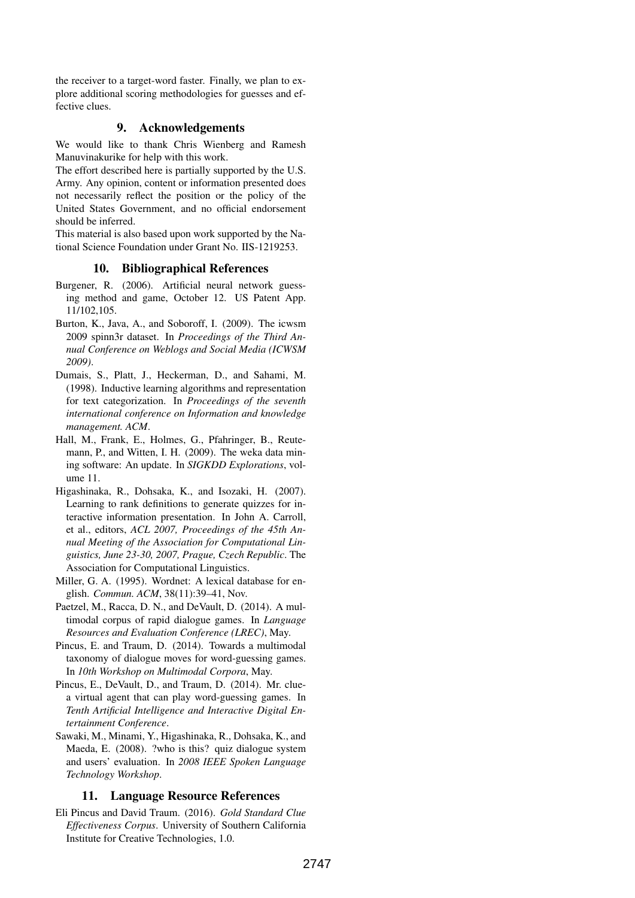the receiver to a target-word faster. Finally, we plan to explore additional scoring methodologies for guesses and effective clues.

## 9. Acknowledgements

We would like to thank Chris Wienberg and Ramesh Manuvinakurike for help with this work.

The effort described here is partially supported by the U.S. Army. Any opinion, content or information presented does not necessarily reflect the position or the policy of the United States Government, and no official endorsement should be inferred.

This material is also based upon work supported by the National Science Foundation under Grant No. IIS-1219253.

## 10. Bibliographical References

Burgener, R. (2006). Artificial neural network guessing method and game, October 12. US Patent App. 11/102,105.

Burton, K., Java, A., and Soboroff, I. (2009). The icwsm 2009 spinn3r dataset. In *Proceedings of the Third Annual Conference on Weblogs and Social Media (ICWSM 2009)*.

Dumais, S., Platt, J., Heckerman, D., and Sahami, M. (1998). Inductive learning algorithms and representation for text categorization. In *Proceedings of the seventh international conference on Information and knowledge management. ACM*.

Hall, M., Frank, E., Holmes, G., Pfahringer, B., Reutemann, P., and Witten, I. H. (2009). The weka data mining software: An update. In *SIGKDD Explorations*, volume 11.

Higashinaka, R., Dohsaka, K., and Isozaki, H. (2007). Learning to rank definitions to generate quizzes for interactive information presentation. In John A. Carroll, et al., editors, *ACL 2007, Proceedings of the 45th Annual Meeting of the Association for Computational Linguistics, June 23-30, 2007, Prague, Czech Republic*. The Association for Computational Linguistics.

Miller, G. A. (1995). Wordnet: A lexical database for english. *Commun. ACM*, 38(11):39–41, Nov.

Paetzel, M., Racca, D. N., and DeVault, D. (2014). A multimodal corpus of rapid dialogue games. In *Language Resources and Evaluation Conference (LREC)*, May.

Pincus, E. and Traum, D. (2014). Towards a multimodal taxonomy of dialogue moves for word-guessing games. In *10th Workshop on Multimodal Corpora*, May.

Pincus, E., DeVault, D., and Traum, D. (2014). Mr. cluea virtual agent that can play word-guessing games. In *Tenth Artificial Intelligence and Interactive Digital Entertainment Conference*.

Sawaki, M., Minami, Y., Higashinaka, R., Dohsaka, K., and Maeda, E. (2008). ?who is this? quiz dialogue system and users' evaluation. In *2008 IEEE Spoken Language Technology Workshop*.

## 11. Language Resource References

Eli Pincus and David Traum. (2016). *Gold Standard Clue Effectiveness Corpus*. University of Southern California Institute for Creative Technologies, 1.0.